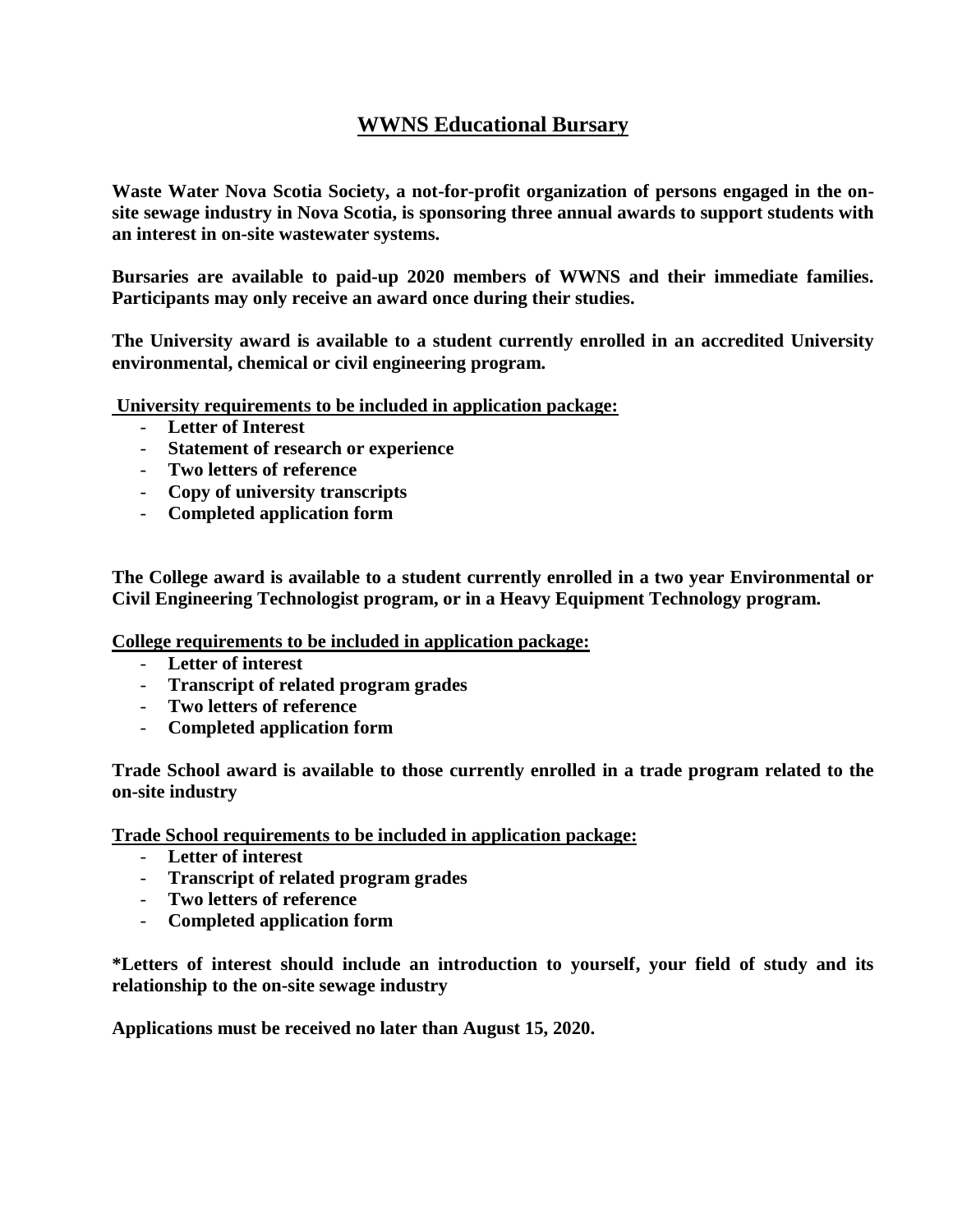# WWNS Educational Bursary

**Waste Water Nova Scotia Society, a not-for-profit organization of persons engaged in the on-site sewage industry in Nova Scotia, is sponsoring three annual awards to support students with an interest in on-site wastewater systems.**

**Bursaries are available to paid-up 2020 members of WWNS and their immediate families. Participants may only receive an award once during their studies.**

**The University award is available to a student currently enrolled in an accredited University environmental, chemical or civil engineering program.**

**University requirements to be included in application package:**

- **Letter of Interest**
- **Statement of research or experience**
- **Two letters of reference**
- **Copy of university transcripts**
- **Completed application form**

**The College award is available to a student currently enrolled in a two year Environmental or Civil Engineering Technologist program, or in a Heavy Equipment Technology program.**

**College requirements to be included in application package:**

- **Letter of interest**
- **Transcript of related program grades**
- **Two letters of reference**
- **Completed application form**

**Trade School award is available to those currently enrolled in a trade program related to the on-site industry**

**Trade School requirements to be included in application package:**

- **Letter of interest**
- **Transcript of related program grades**
- **Two letters of reference**
- **Completed application form**

**\*Letters of interest should include an introduction to yourself, your field of study and its relationship to the on-site sewage industry**

**Applications must be received no later than August 15, 2020.**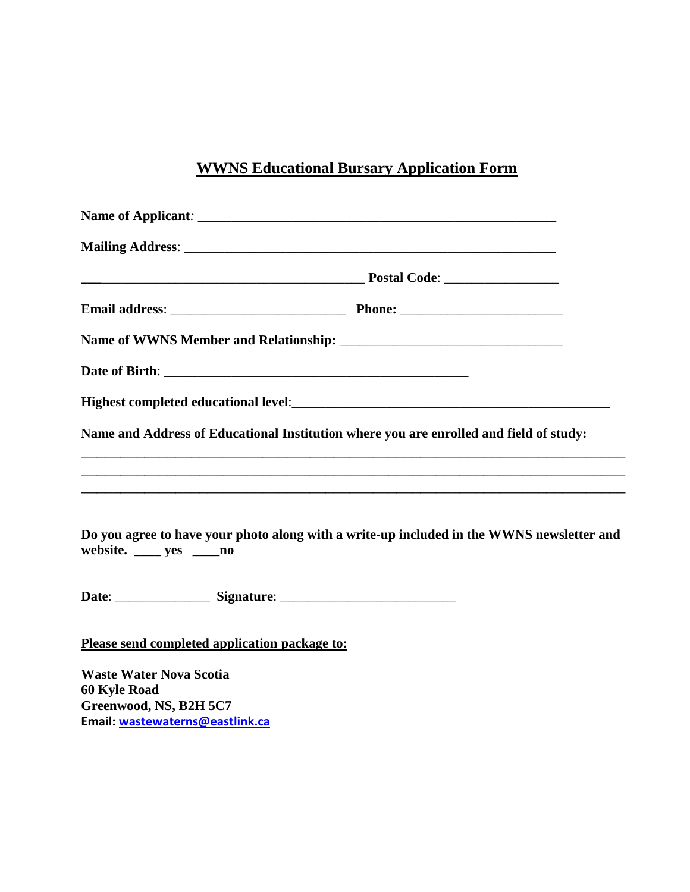# WWNS Educational Bursary Application Form

**Name of Applicant:** ______________________________________________________

**Mailing Address:** ________________________________________________________

______________________________________________ **Postal Code:** _________________

**Email address:** __________________________ **Phone:** ________________________

**Name of WWNS Member and Relationship:** ________________________________

**Date of Birth:** ______________________________________________

**Highest completed educational level:**_______________________________________________

**Name and Address of Educational Institution where you are enrolled and field of study:**

_______________________________________________________________________________

_______________________________________________________________________________

_______________________________________________________________________________

**Do you agree to have your photo along with a write-up included in the WWNS newsletter and website. ____ yes ____no**

**Date:** ______________ **Signature:** __________________________

**Please send completed application package to:**

**Waste Water Nova Scotia**
**60 Kyle Road**
**Greenwood, NS, B2H 5C7**
**Email: wastewaterns@eastlink.ca**